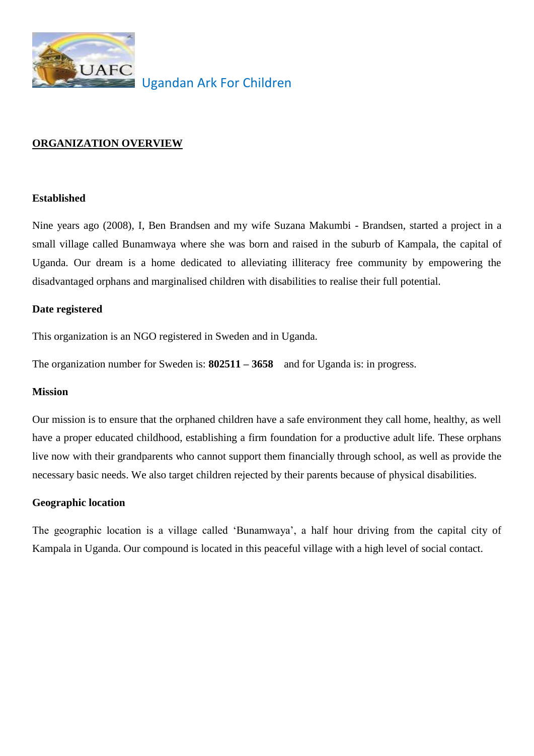UAFC Ugandan Ark For Children

## ORGANIZATION OVERVIEW

### Established

Nine years ago (2008), I, Ben Brandsen and my wife Suzana Makumbi - Brandsen, started a project in a small village called Bunamwaya where she was born and raised in the suburb of Kampala, the capital of Uganda. Our dream is a home dedicated to alleviating illiteracy free community by empowering the disadvantaged orphans and marginalised children with disabilities to realise their full potential.

### Date registered

This organization is an NGO registered in Sweden and in Uganda.

The organization number for Sweden is: **802511 – 3658** and for Uganda is: in progress.

### Mission

Our mission is to ensure that the orphaned children have a safe environment they call home, healthy, as well have a proper educated childhood, establishing a firm foundation for a productive adult life. These orphans live now with their grandparents who cannot support them financially through school, as well as provide the necessary basic needs. We also target children rejected by their parents because of physical disabilities.

### Geographic location

The geographic location is a village called 'Bunamwaya', a half hour driving from the capital city of Kampala in Uganda. Our compound is located in this peaceful village with a high level of social contact.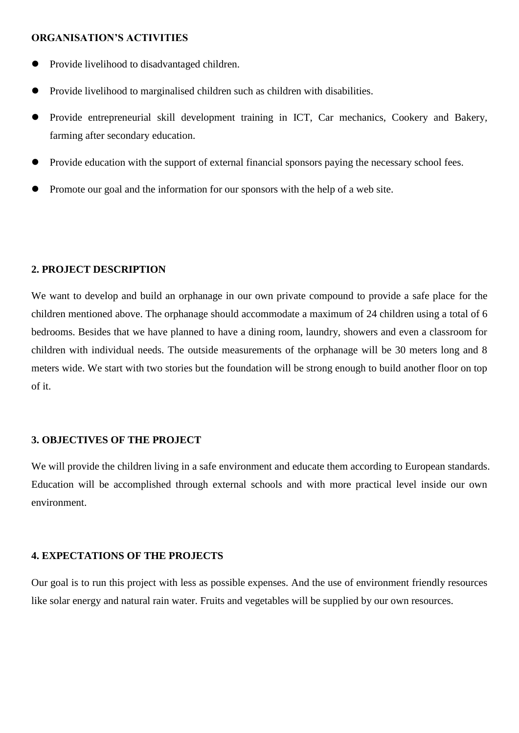**ORGANISATION'S ACTIVITIES**

- Provide livelihood to disadvantaged children.
- Provide livelihood to marginalised children such as children with disabilities.
- Provide entrepreneurial skill development training in ICT, Car mechanics, Cookery and Bakery, farming after secondary education.
- Provide education with the support of external financial sponsors paying the necessary school fees.
- Promote our goal and the information for our sponsors with the help of a web site.

## 2. PROJECT DESCRIPTION

We want to develop and build an orphanage in our own private compound to provide a safe place for the children mentioned above. The orphanage should accommodate a maximum of 24 children using a total of 6 bedrooms. Besides that we have planned to have a dining room, laundry, showers and even a classroom for children with individual needs. The outside measurements of the orphanage will be 30 meters long and 8 meters wide. We start with two stories but the foundation will be strong enough to build another floor on top of it.

## 3. OBJECTIVES OF THE PROJECT

We will provide the children living in a safe environment and educate them according to European standards. Education will be accomplished through external schools and with more practical level inside our own environment.

## 4. EXPECTATIONS OF THE PROJECTS

Our goal is to run this project with less as possible expenses. And the use of environment friendly resources like solar energy and natural rain water. Fruits and vegetables will be supplied by our own resources.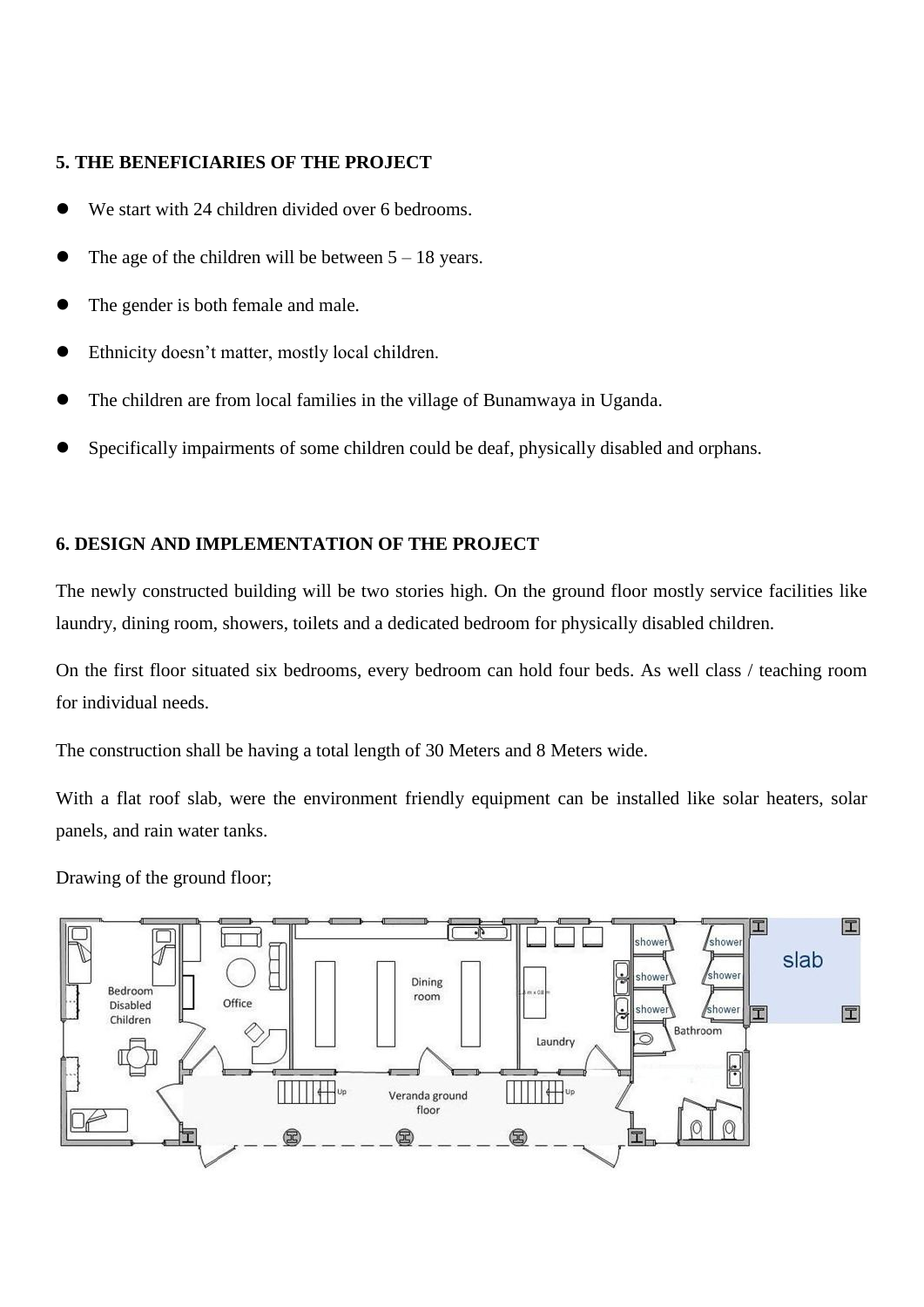**5. THE BENEFICIARIES OF THE PROJECT**

- We start with 24 children divided over 6 bedrooms.
- The age of the children will be between 5 – 18 years.
- The gender is both female and male.
- Ethnicity doesn't matter, mostly local children.
- The children are from local families in the village of Bunamwaya in Uganda.
- Specifically impairments of some children could be deaf, physically disabled and orphans.

**6. DESIGN AND IMPLEMENTATION OF THE PROJECT**

The newly constructed building will be two stories high. On the ground floor mostly service facilities like laundry, dining room, showers, toilets and a dedicated bedroom for physically disabled children.

On the first floor situated six bedrooms, every bedroom can hold four beds. As well class / teaching room for individual needs.

The construction shall be having a total length of 30 Meters and 8 Meters wide.

With a flat roof slab, were the environment friendly equipment can be installed like solar heaters, solar panels, and rain water tanks.

Drawing of the ground floor;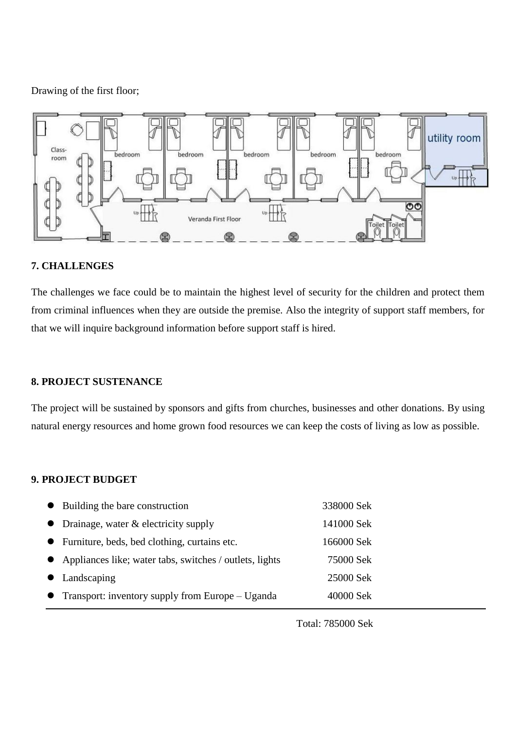Drawing of the first floor;

Class-room

bedroom

bedroom

bedroom

bedroom

bedroom

utility room

Up

Up

Up

Veranda First Floor

Toilet

Toilet

**7. CHALLENGES**

The challenges we face could be to maintain the highest level of security for the children and protect them from criminal influences when they are outside the premise. Also the integrity of support staff members, for that we will inquire background information before support staff is hired.

**8. PROJECT SUSTENANCE**

The project will be sustained by sponsors and gifts from churches, businesses and other donations. By using natural energy resources and home grown food resources we can keep the costs of living as low as possible.

**9. PROJECT BUDGET**

| | |
|---|---|
| ● Building the bare construction | 338000 Sek |
| ● Drainage, water & electricity supply | 141000 Sek |
| ● Furniture, beds, bed clothing, curtains etc. | 166000 Sek |
| ● Appliances like; water tabs, switches / outlets, lights | 75000 Sek |
| ● Landscaping | 25000 Sek |
| ● Transport: inventory supply from Europe – Uganda | 40000 Sek |
| | Total: 785000 Sek |